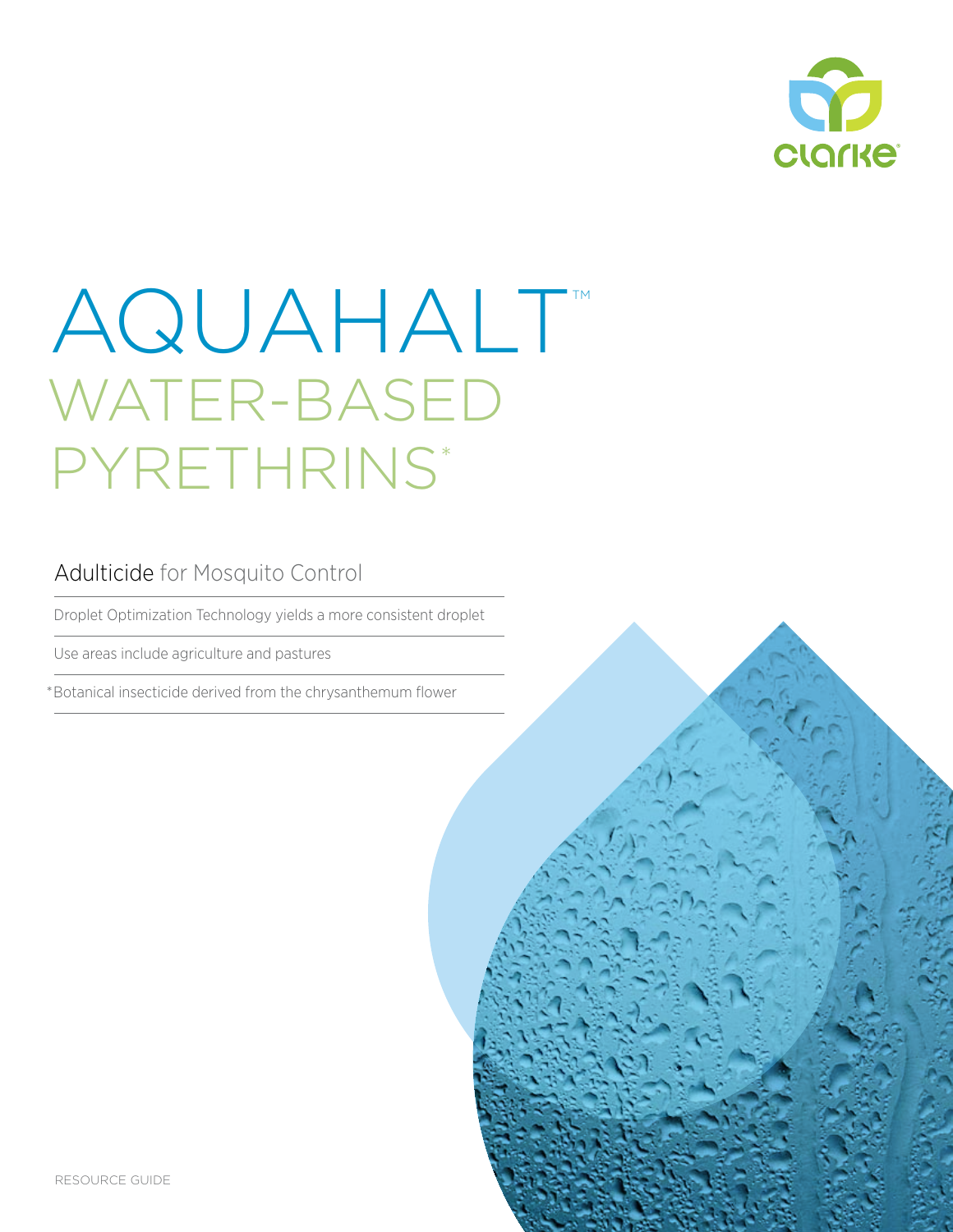# AQUAHALT™

## WATER-BASED PYRETHRINS*

### Adulticide for Mosquito Control

Droplet Optimization Technology yields a more consistent droplet

Use areas include agriculture and pastures

*Botanical insecticide derived from the chrysanthemum flower

RESOURCE GUIDE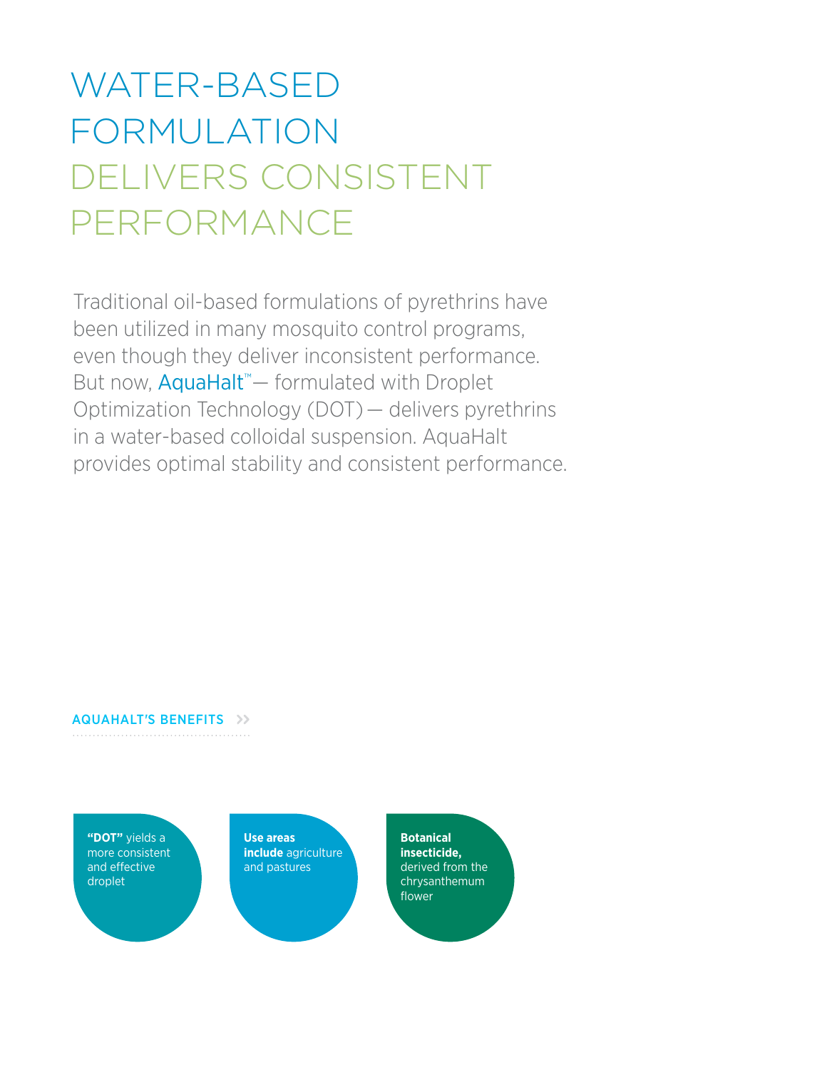# WATER-BASED FORMULATION DELIVERS CONSISTENT PERFORMANCE

Traditional oil-based formulations of pyrethrins have been utilized in many mosquito control programs, even though they deliver inconsistent performance. But now, AquaHalt™ — formulated with Droplet Optimization Technology (DOT) — delivers pyrethrins in a water-based colloidal suspension. AquaHalt provides optimal stability and consistent performance.

## AQUAHALT'S BENEFITS >>

- **"DOT"** yields a more consistent and effective droplet
- **Use areas include** agriculture and pastures
- **Botanical insecticide,** derived from the chrysanthemum flower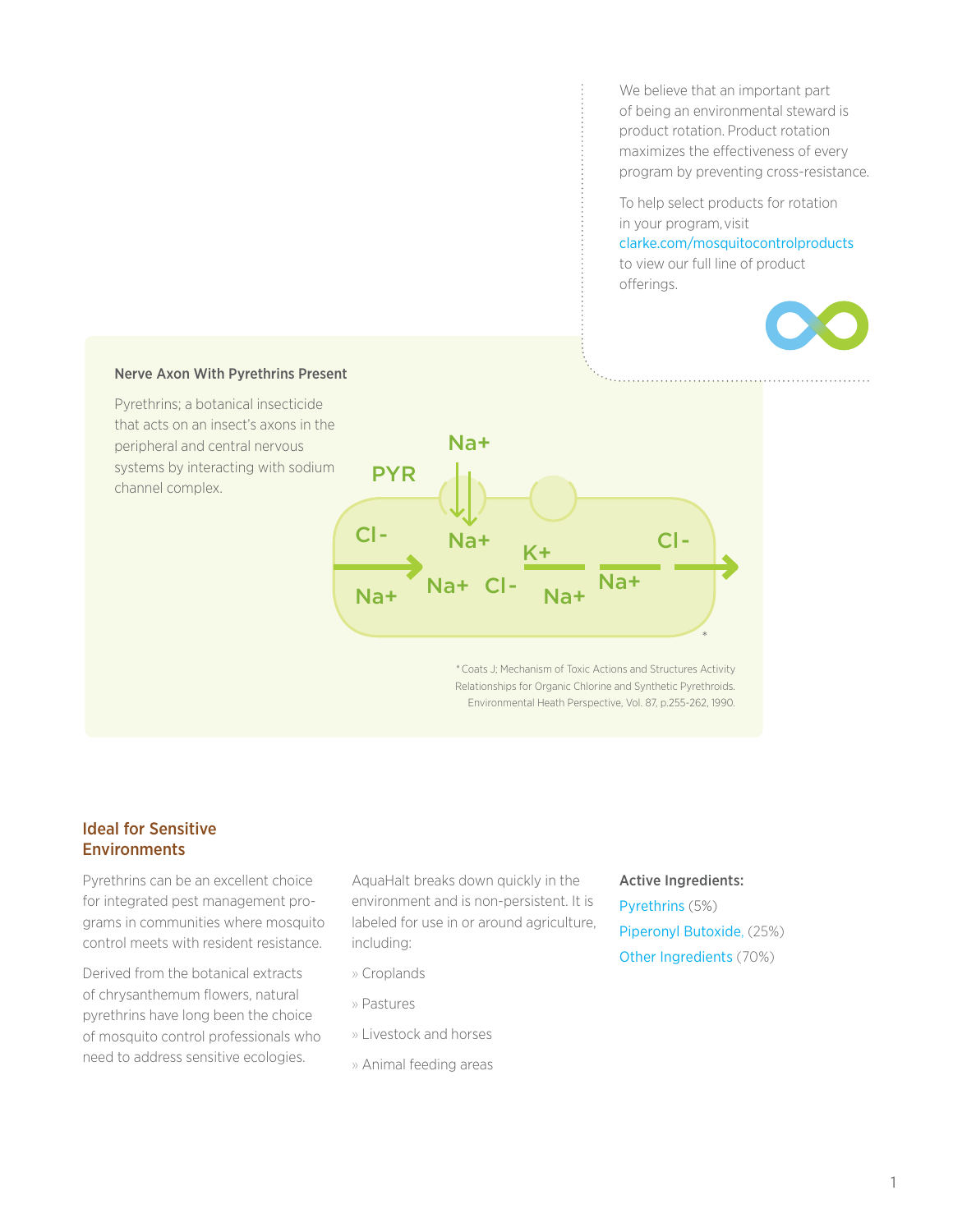We believe that an important part of being an environmental steward is product rotation. Product rotation maximizes the effectiveness of every program by preventing cross-resistance.

To help select products for rotation in your program, visit clarke.com/mosquitocontrolproducts to view our full line of product offerings.

**Nerve Axon With Pyrethrins Present**

Pyrethrins; a botanical insecticide that acts on an insect's axons in the peripheral and central nervous systems by interacting with sodium channel complex.

PYR Na+ Cl- Na+ K+ Cl- Na+ Na+ Cl- Na+ Na+ *

*Coats J; Mechanism of Toxic Actions and Structures Activity Relationships for Organic Chlorine and Synthetic Pyrethroids. Environmental Heath Perspective, Vol. 87, p.255-262, 1990.

## Ideal for Sensitive Environments

Pyrethrins can be an excellent choice for integrated pest management programs in communities where mosquito control meets with resident resistance.

Derived from the botanical extracts of chrysanthemum flowers, natural pyrethrins have long been the choice of mosquito control professionals who need to address sensitive ecologies.

AquaHalt breaks down quickly in the environment and is non-persistent. It is labeled for use in or around agriculture, including:

- Croplands
- Pastures
- Livestock and horses
- Animal feeding areas

**Active Ingredients:**

Pyrethrins (5%)

Piperonyl Butoxide, (25%)

Other Ingredients (70%)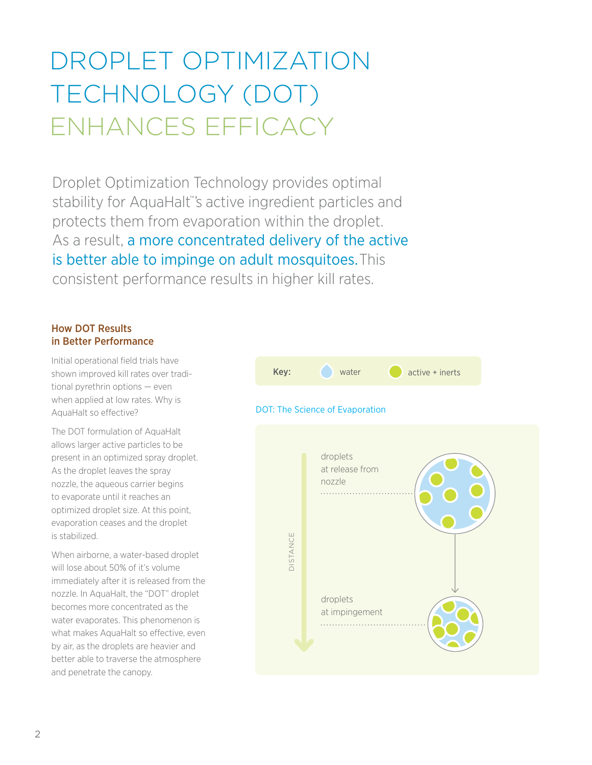# DROPLET OPTIMIZATION TECHNOLOGY (DOT) ENHANCES EFFICACY

Droplet Optimization Technology provides optimal stability for AquaHalt™'s active ingredient particles and protects them from evaporation within the droplet. As a result, a more concentrated delivery of the active is better able to impinge on adult mosquitoes. This consistent performance results in higher kill rates.

### How DOT Results in Better Performance

Initial operational field trials have shown improved kill rates over traditional pyrethrin options — even when applied at low rates. Why is AquaHalt so effective?

The DOT formulation of AquaHalt allows larger active particles to be present in an optimized spray droplet. As the droplet leaves the spray nozzle, the aqueous carrier begins to evaporate until it reaches an optimized droplet size. At this point, evaporation ceases and the droplet is stabilized.

When airborne, a water-based droplet will lose about 50% of it's volume immediately after it is released from the nozzle. In AquaHalt, the "DOT" droplet becomes more concentrated as the water evaporates. This phenomenon is what makes AquaHalt so effective, even by air, as the droplets are heavier and better able to traverse the atmosphere and penetrate the canopy.

Key: water | active + inerts

DOT: The Science of Evaporation

DISTANCE

droplets at release from nozzle

droplets at impingement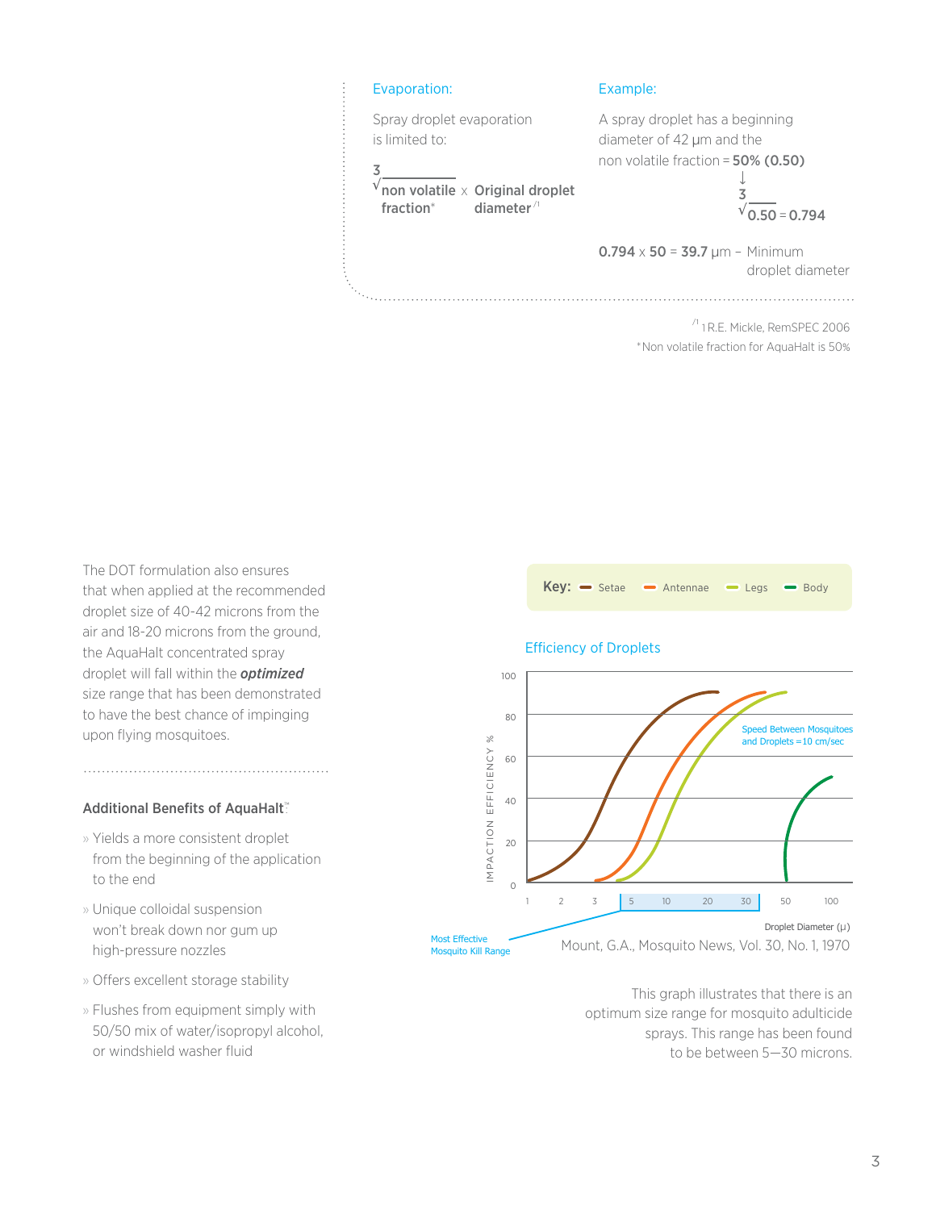### Evaporation:

Spray droplet evaporation is limited to:

$$\sqrt[3]{\text{non volatile fraction}^{*}} \times \text{Original droplet diameter}^{/1}$$

### Example:

A spray droplet has a beginning diameter of 42 μm and the non volatile fraction = **50% (0.50)**

$$\sqrt[3]{0.50} = 0.794$$

**0.794** x **50** = **39.7** μm – Minimum droplet diameter

/1 1 R.E. Mickle, RemSPEC 2006

*Non volatile fraction for AquaHalt is 50%

The DOT formulation also ensures that when applied at the recommended droplet size of 40-42 microns from the air and 18-20 microns from the ground, the AquaHalt concentrated spray droplet will fall within the ***optimized*** size range that has been demonstrated to have the best chance of impinging upon flying mosquitoes.

#### Additional Benefits of AquaHalt™:

- Yields a more consistent droplet from the beginning of the application to the end
- Unique colloidal suspension won't break down nor gum up high-pressure nozzles
- Offers excellent storage stability
- Flushes from equipment simply with 50/50 mix of water/isopropyl alcohol, or windshield washer fluid

**Key:** Setae, Antennae, Legs, Body

Efficiency of Droplets

Speed Between Mosquitoes and Droplets =10 cm/sec

IMPACTION EFFICIENCY %

Droplet Diameter (μ)

Most Effective Mosquito Kill Range

Mount, G.A., Mosquito News, Vol. 30, No. 1, 1970

This graph illustrates that there is an optimum size range for mosquito adulticide sprays. This range has been found to be between 5—30 microns.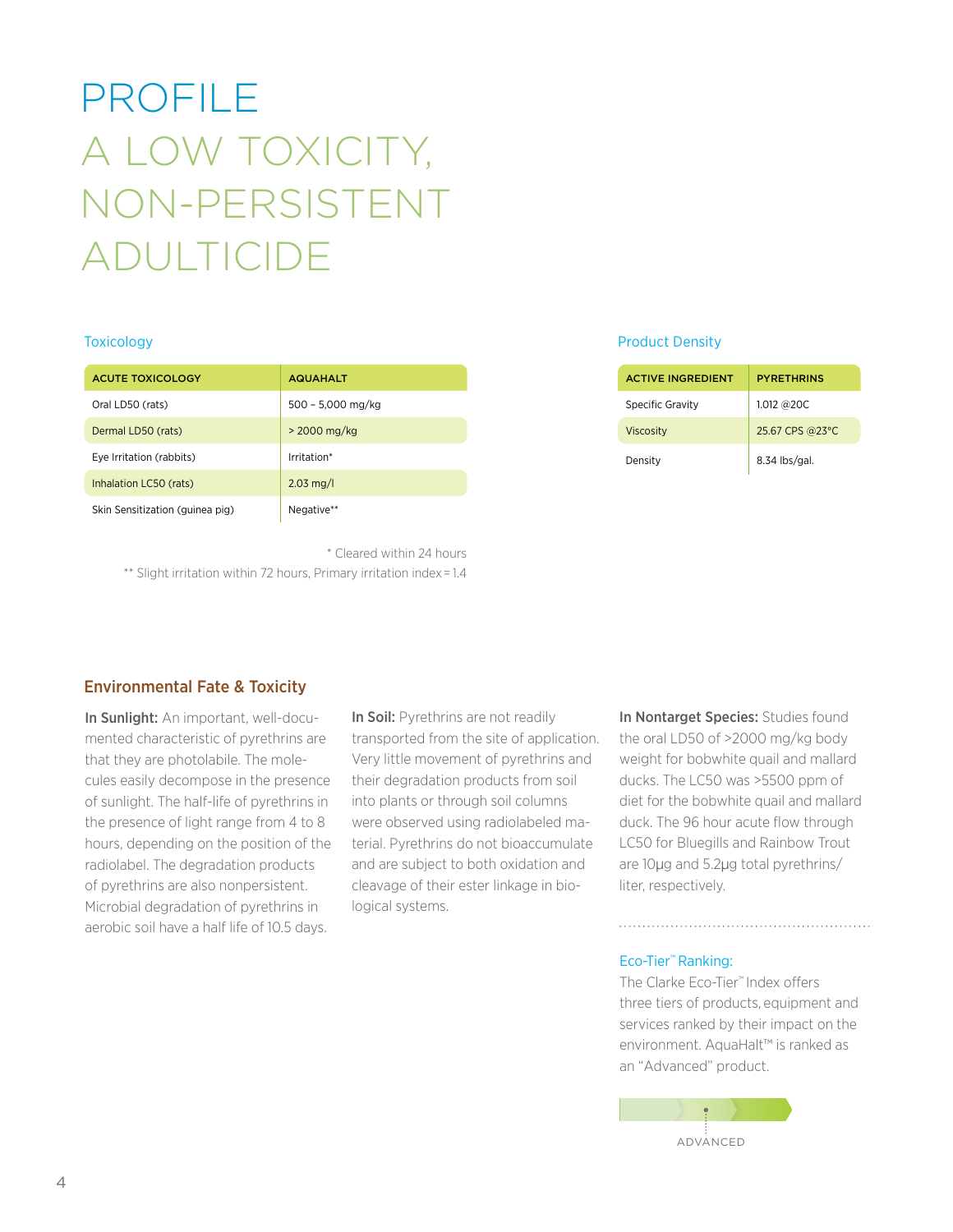# PROFILE

# A LOW TOXICITY, NON-PERSISTENT ADULTICIDE

## Toxicology

| ACUTE TOXICOLOGY | AQUAHALT |
|---|---|
| Oral LD50 (rats) | 500 – 5,000 mg/kg |
| Dermal LD50 (rats) | > 2000 mg/kg |
| Eye Irritation (rabbits) | Irritation* |
| Inhalation LC50 (rats) | 2.03 mg/l |
| Skin Sensitization (guinea pig) | Negative** |

\* Cleared within 24 hours

\** Slight irritation within 72 hours, Primary irritation index = 1.4

## Product Density

| ACTIVE INGREDIENT | PYRETHRINS |
|---|---|
| Specific Gravity | 1.012 @20C |
| Viscosity | 25.67 CPS @23°C |
| Density | 8.34 lbs/gal. |

## Environmental Fate & Toxicity

**In Sunlight:** An important, well-documented characteristic of pyrethrins are that they are photolabile. The molecules easily decompose in the presence of sunlight. The half-life of pyrethrins in the presence of light range from 4 to 8 hours, depending on the position of the radiolabel. The degradation products of pyrethrins are also nonpersistent. Microbial degradation of pyrethrins in aerobic soil have a half life of 10.5 days.

**In Soil:** Pyrethrins are not readily transported from the site of application. Very little movement of pyrethrins and their degradation products from soil into plants or through soil columns were observed using radiolabeled material. Pyrethrins do not bioaccumulate and are subject to both oxidation and cleavage of their ester linkage in biological systems.

**In Nontarget Species:** Studies found the oral LD50 of >2000 mg/kg body weight for bobwhite quail and mallard ducks. The LC50 was >5500 ppm of diet for the bobwhite quail and mallard duck. The 96 hour acute flow through LC50 for Bluegills and Rainbow Trout are 10µg and 5.2µg total pyrethrins/liter, respectively.

### Eco-Tier™ Ranking:

The Clarke Eco-Tier™ Index offers three tiers of products, equipment and services ranked by their impact on the environment. AquaHalt™ is ranked as an "Advanced" product.

ADVANCED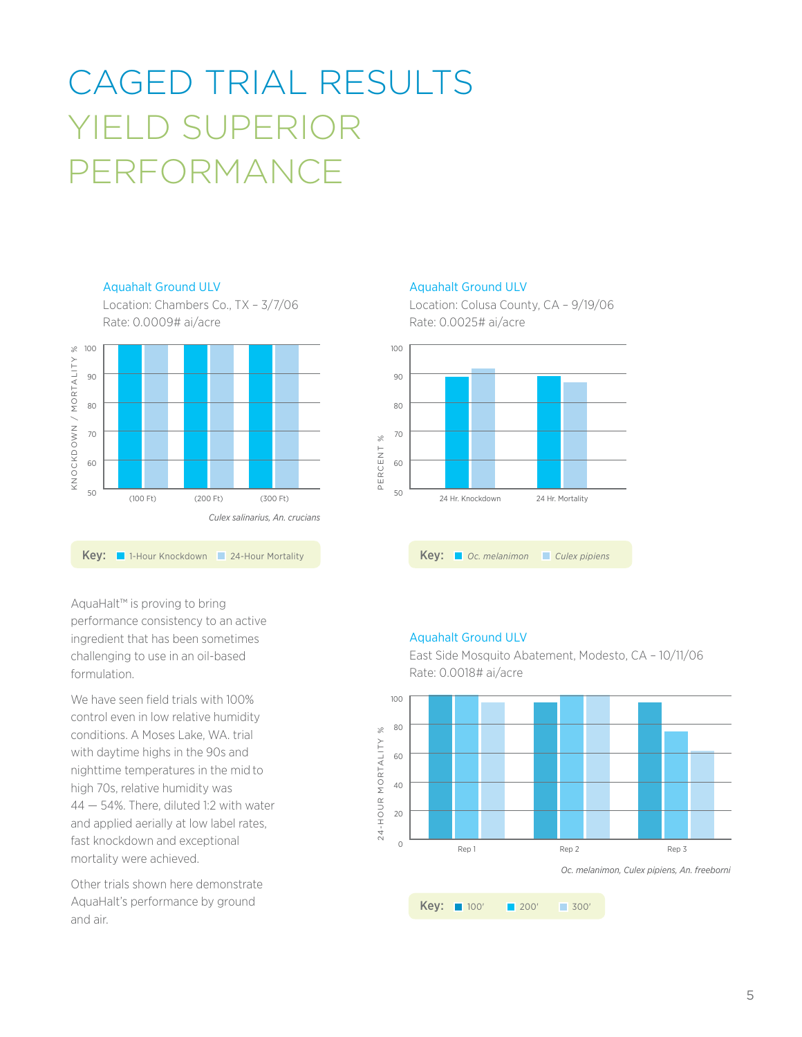# CAGED TRIAL RESULTS YIELD SUPERIOR PERFORMANCE

### Aquahalt Ground ULV

Location: Chambers Co., TX – 3/7/06
Rate: 0.0009# ai/acre

*Culex salinarius, An. crucians*

**Key:** 1-Hour Knockdown, 24-Hour Mortality

### Aquahalt Ground ULV

Location: Colusa County, CA – 9/19/06
Rate: 0.0025# ai/acre

**Key:** *Oc. melanimon*, *Culex pipiens*

AquaHalt™ is proving to bring performance consistency to an active ingredient that has been sometimes challenging to use in an oil-based formulation.

We have seen field trials with 100% control even in low relative humidity conditions. A Moses Lake, WA. trial with daytime highs in the 90s and nighttime temperatures in the mid to high 70s, relative humidity was 44 — 54%. There, diluted 1:2 with water and applied aerially at low label rates, fast knockdown and exceptional mortality were achieved.

Other trials shown here demonstrate AquaHalt's performance by ground and air.

### Aquahalt Ground ULV

East Side Mosquito Abatement, Modesto, CA – 10/11/06
Rate: 0.0018# ai/acre

*Oc. melanimon, Culex pipiens, An. freeborni*

**Key:** 100', 200', 300'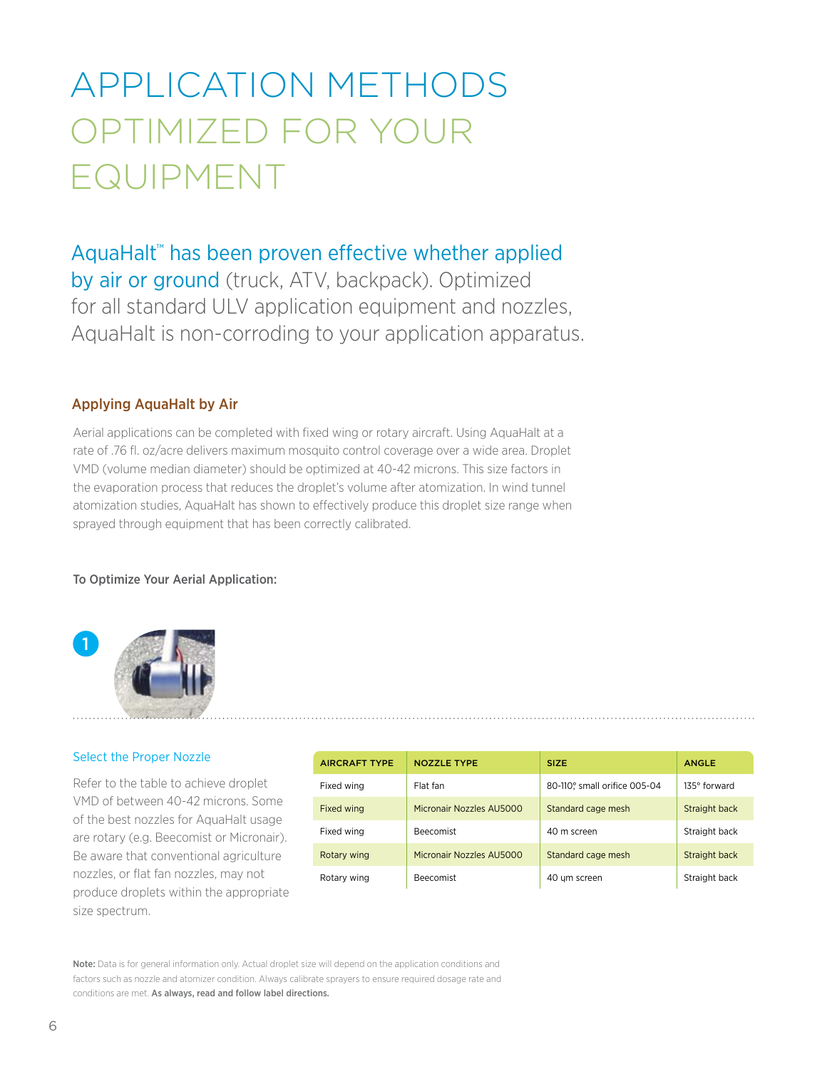# APPLICATION METHODS OPTIMIZED FOR YOUR EQUIPMENT

AquaHalt™ has been proven effective whether applied by air or ground (truck, ATV, backpack). Optimized for all standard ULV application equipment and nozzles, AquaHalt is non-corroding to your application apparatus.

### Applying AquaHalt by Air

Aerial applications can be completed with fixed wing or rotary aircraft. Using AquaHalt at a rate of .76 fl. oz/acre delivers maximum mosquito control coverage over a wide area. Droplet VMD (volume median diameter) should be optimized at 40-42 microns. This size factors in the evaporation process that reduces the droplet's volume after atomization. In wind tunnel atomization studies, AquaHalt has shown to effectively produce this droplet size range when sprayed through equipment that has been correctly calibrated.

**To Optimize Your Aerial Application:**

1

Select the Proper Nozzle

Refer to the table to achieve droplet VMD of between 40-42 microns. Some of the best nozzles for AquaHalt usage are rotary (e.g. Beecomist or Micronair). Be aware that conventional agriculture nozzles, or flat fan nozzles, may not produce droplets within the appropriate size spectrum.

| AIRCRAFT TYPE | NOZZLE TYPE | SIZE | ANGLE |
|---|---|---|---|
| Fixed wing | Flat fan | 80-110°, small orifice 005-04 | 135° forward |
| Fixed wing | Micronair Nozzles AU5000 | Standard cage mesh | Straight back |
| Fixed wing | Beecomist | 40 m screen | Straight back |
| Rotary wing | Micronair Nozzles AU5000 | Standard cage mesh | Straight back |
| Rotary wing | Beecomist | 40 μm screen | Straight back |

**Note:** Data is for general information only. Actual droplet size will depend on the application conditions and factors such as nozzle and atomizer condition. Always calibrate sprayers to ensure required dosage rate and conditions are met. **As always, read and follow label directions.**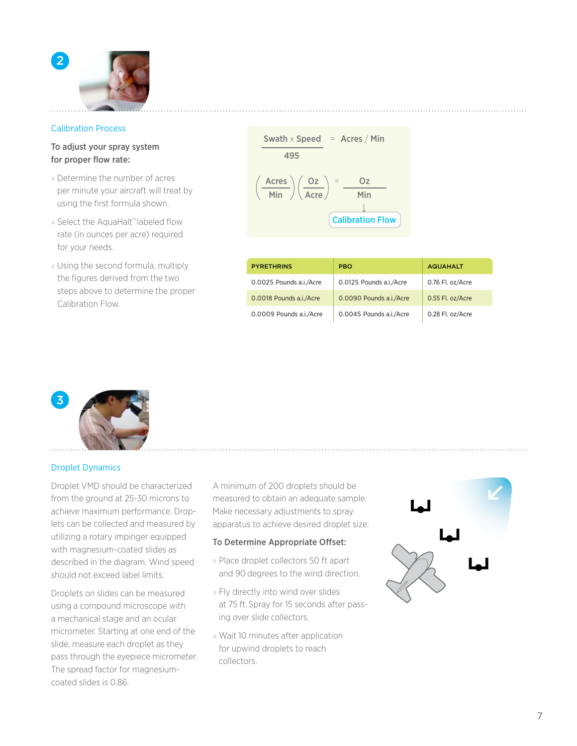## Calibration Process

**To adjust your spray system for proper flow rate:**

- Determine the number of acres per minute your aircraft will treat by using the first formula shown.
- Select the AquaHalt™ labeled flow rate (in ounces per acre) required for your needs.
- Using the second formula, multiply the figures derived from the two steps above to determine the proper Calibration Flow.

$$\frac{\text{Swath} \times \text{Speed}}{495} = \text{Acres} / \text{Min}$$

$$\left(\frac{\text{Acres}}{\text{Min}}\right)\left(\frac{\text{Oz}}{\text{Acre}}\right) = \frac{\text{Oz}}{\text{Min}}$$

↓ Calibration Flow

| PYRETHRINS | PBO | AQUAHALT |
|---|---|---|
| 0.0025 Pounds a.i./Acre | 0.0125 Pounds a.i./Acre | 0.76 Fl. oz/Acre |
| 0.0018 Pounds a.i./Acre | 0.0090 Pounds a.i./Acre | 0.55 Fl. oz/Acre |
| 0.0009 Pounds a.i./Acre | 0.0045 Pounds a.i./Acre | 0.28 Fl. oz/Acre |

## Droplet Dynamics

Droplet VMD should be characterized from the ground at 25-30 microns to achieve maximum performance. Droplets can be collected and measured by utilizing a rotary impinger equipped with magnesium-coated slides as described in the diagram. Wind speed should not exceed label limits.

Droplets on slides can be measured using a compound microscope with a mechanical stage and an ocular micrometer. Starting at one end of the slide, measure each droplet as they pass through the eyepiece micrometer. The spread factor for magnesium-coated slides is 0.86.

A minimum of 200 droplets should be measured to obtain an adequate sample. Make necessary adjustments to spray apparatus to achieve desired droplet size.

**To Determine Appropriate Offset:**

- Place droplet collectors 50 ft apart and 90 degrees to the wind direction.
- Fly directly into wind over slides at 75 ft. Spray for 15 seconds after passing over slide collectors.
- Wait 10 minutes after application for upwind droplets to reach collectors.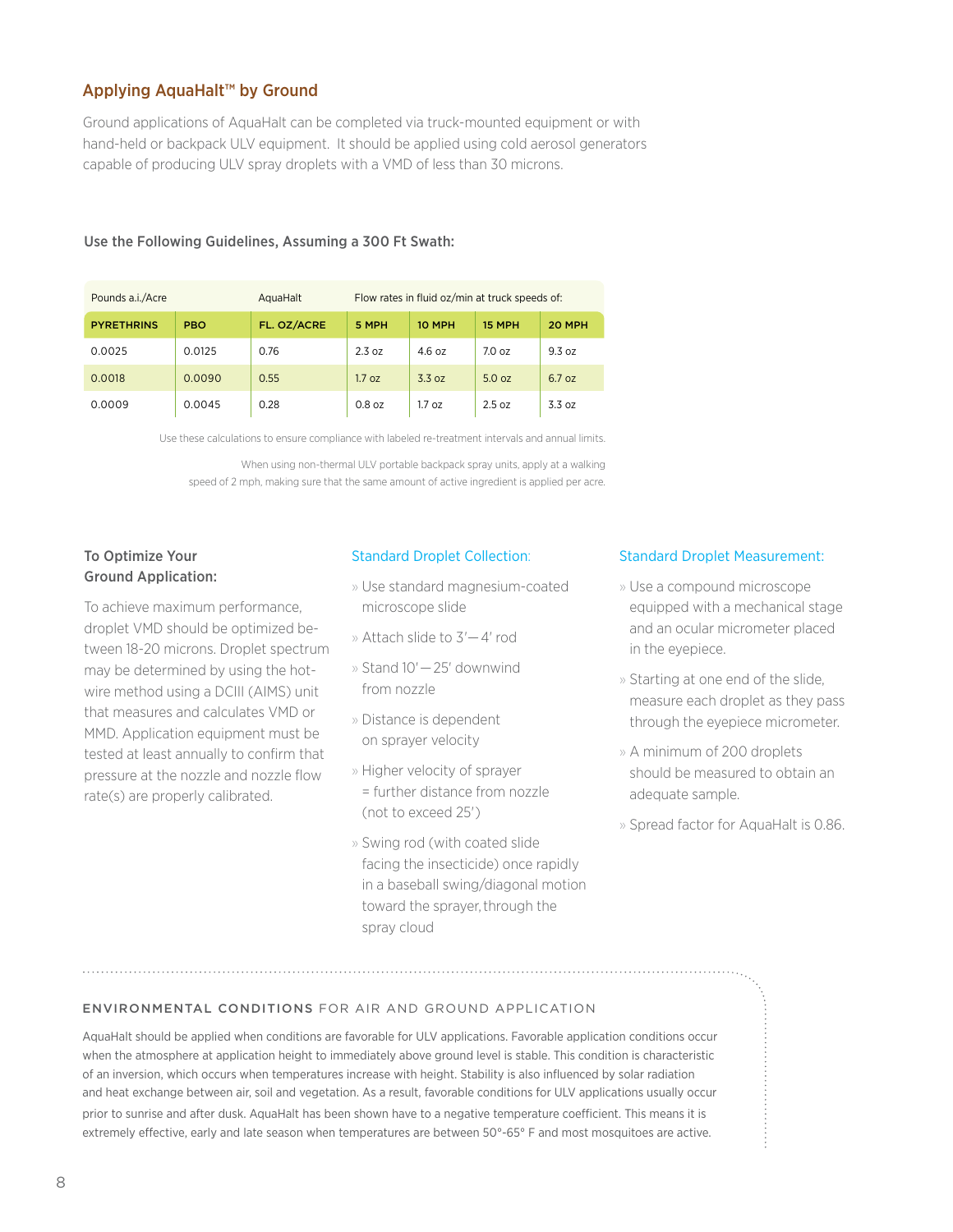## Applying AquaHalt™ by Ground

Ground applications of AquaHalt can be completed via truck-mounted equipment or with hand-held or backpack ULV equipment. It should be applied using cold aerosol generators capable of producing ULV spray droplets with a VMD of less than 30 microns.

### Use the Following Guidelines, Assuming a 300 Ft Swath:

| Pounds a.i./Acre | | AquaHalt | Flow rates in fluid oz/min at truck speeds of: | | | |
|---|---|---|---|---|---|---|
| **PYRETHRINS** | **PBO** | **FL. OZ/ACRE** | **5 MPH** | **10 MPH** | **15 MPH** | **20 MPH** |
| 0.0025 | 0.0125 | 0.76 | 2.3 oz | 4.6 oz | 7.0 oz | 9.3 oz |
| 0.0018 | 0.0090 | 0.55 | 1.7 oz | 3.3 oz | 5.0 oz | 6.7 oz |
| 0.0009 | 0.0045 | 0.28 | 0.8 oz | 1.7 oz | 2.5 oz | 3.3 oz |

Use these calculations to ensure compliance with labeled re-treatment intervals and annual limits.

When using non-thermal ULV portable backpack spray units, apply at a walking speed of 2 mph, making sure that the same amount of active ingredient is applied per acre.

### To Optimize Your Ground Application:

To achieve maximum performance, droplet VMD should be optimized between 18-20 microns. Droplet spectrum may be determined by using the hot-wire method using a DCIII (AIMS) unit that measures and calculates VMD or MMD. Application equipment must be tested at least annually to confirm that pressure at the nozzle and nozzle flow rate(s) are properly calibrated.

### Standard Droplet Collection:

- Use standard magnesium-coated microscope slide
- Attach slide to 3'—4' rod
- Stand 10'—25' downwind from nozzle
- Distance is dependent on sprayer velocity
- Higher velocity of sprayer = further distance from nozzle (not to exceed 25')
- Swing rod (with coated slide facing the insecticide) once rapidly in a baseball swing/diagonal motion toward the sprayer, through the spray cloud

### Standard Droplet Measurement:

- Use a compound microscope equipped with a mechanical stage and an ocular micrometer placed in the eyepiece.
- Starting at one end of the slide, measure each droplet as they pass through the eyepiece micrometer.
- A minimum of 200 droplets should be measured to obtain an adequate sample.
- Spread factor for AquaHalt is 0.86.

### ENVIRONMENTAL CONDITIONS FOR AIR AND GROUND APPLICATION

AquaHalt should be applied when conditions are favorable for ULV applications. Favorable application conditions occur when the atmosphere at application height to immediately above ground level is stable. This condition is characteristic of an inversion, which occurs when temperatures increase with height. Stability is also influenced by solar radiation and heat exchange between air, soil and vegetation. As a result, favorable conditions for ULV applications usually occur prior to sunrise and after dusk. AquaHalt has been shown have to a negative temperature coefficient. This means it is extremely effective, early and late season when temperatures are between 50°-65° F and most mosquitoes are active.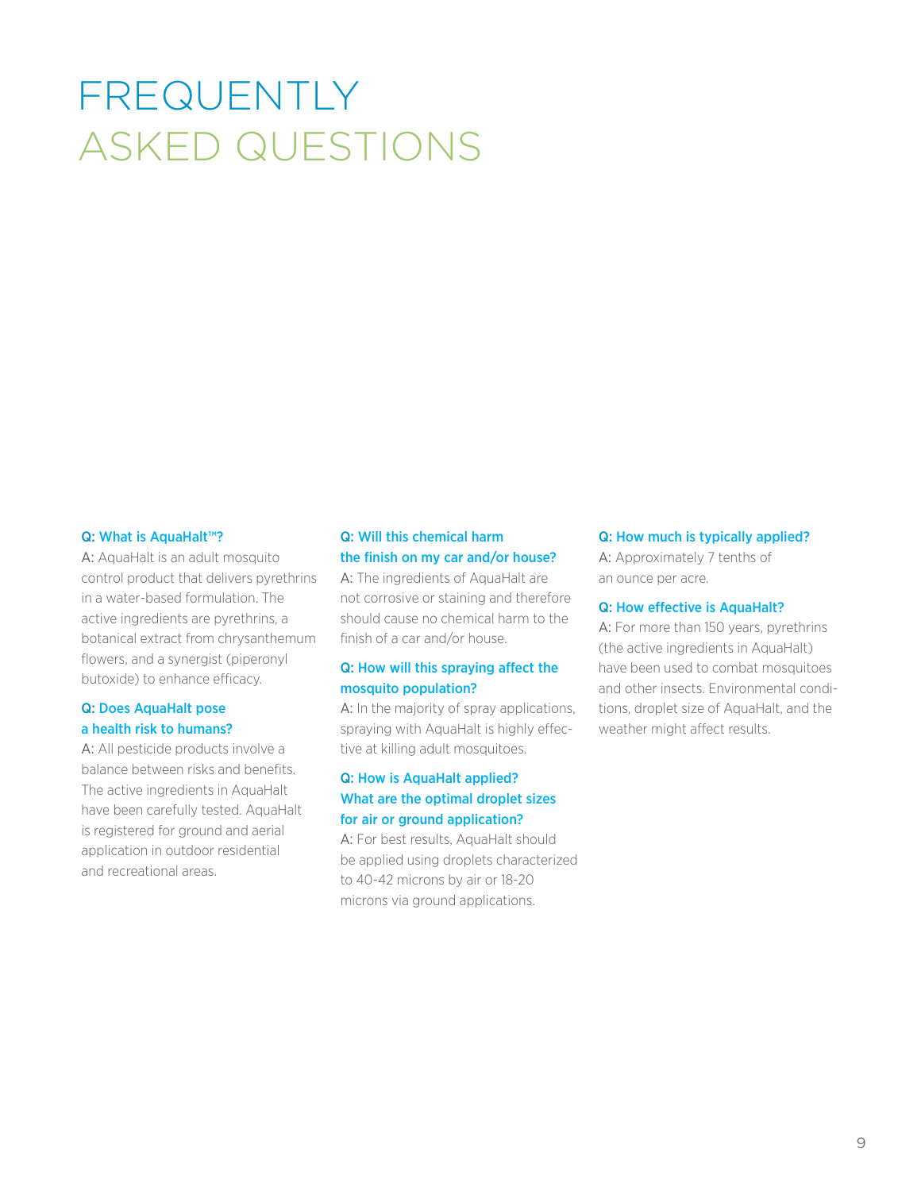# FREQUENTLY ASKED QUESTIONS

**Q: What is AquaHalt™?**

A: AquaHalt is an adult mosquito control product that delivers pyrethrins in a water-based formulation. The active ingredients are pyrethrins, a botanical extract from chrysanthemum flowers, and a synergist (piperonyl butoxide) to enhance efficacy.

**Q: Does AquaHalt pose a health risk to humans?**

A: All pesticide products involve a balance between risks and benefits. The active ingredients in AquaHalt have been carefully tested. AquaHalt is registered for ground and aerial application in outdoor residential and recreational areas.

**Q: Will this chemical harm the finish on my car and/or house?**

A: The ingredients of AquaHalt are not corrosive or staining and therefore should cause no chemical harm to the finish of a car and/or house.

**Q: How will this spraying affect the mosquito population?**

A: In the majority of spray applications, spraying with AquaHalt is highly effective at killing adult mosquitoes.

**Q: How is AquaHalt applied? What are the optimal droplet sizes for air or ground application?**

A: For best results, AquaHalt should be applied using droplets characterized to 40-42 microns by air or 18-20 microns via ground applications.

**Q: How much is typically applied?**

A: Approximately 7 tenths of an ounce per acre.

**Q: How effective is AquaHalt?**

A: For more than 150 years, pyrethrins (the active ingredients in AquaHalt) have been used to combat mosquitoes and other insects. Environmental conditions, droplet size of AquaHalt, and the weather might affect results.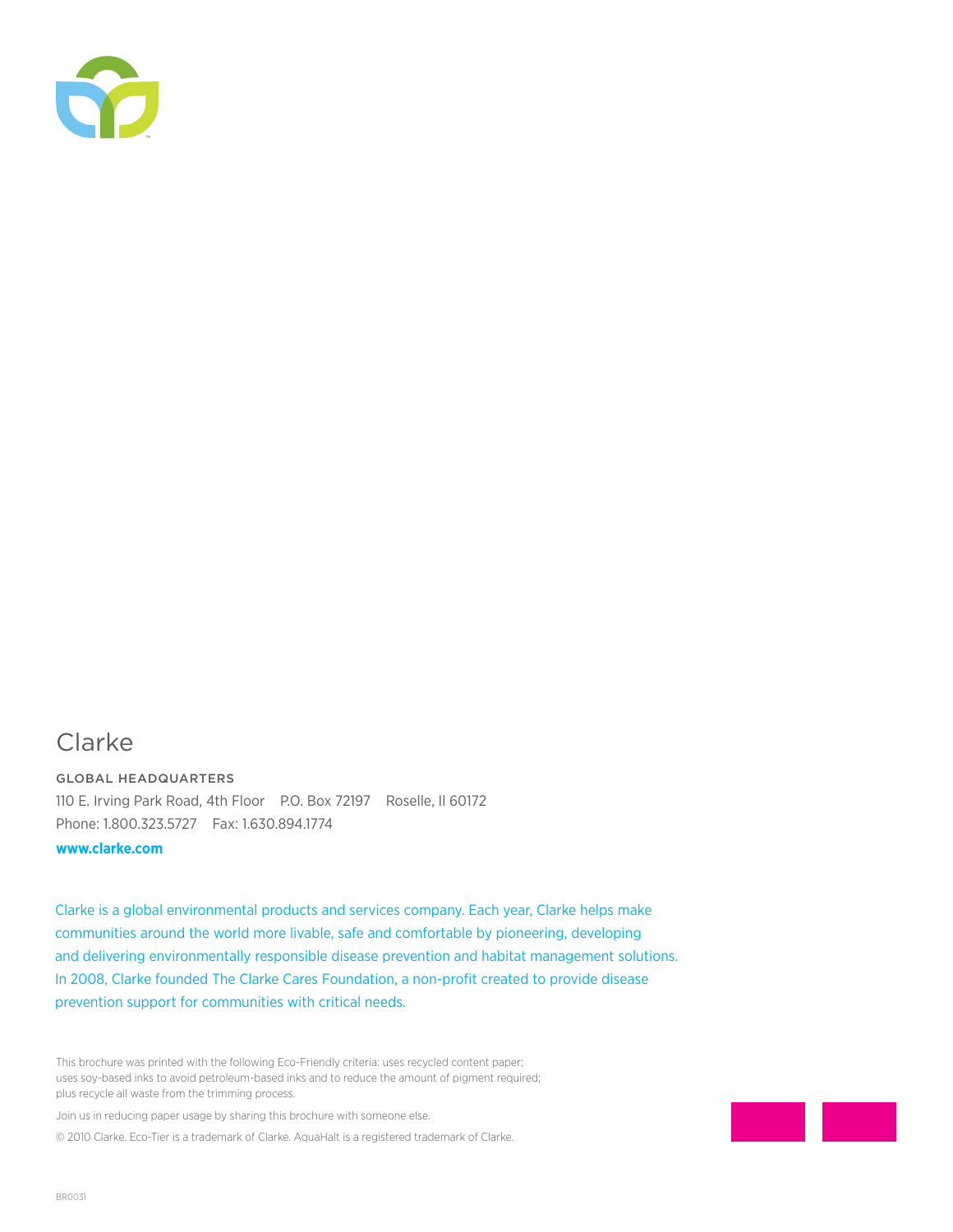# Clarke

GLOBAL HEADQUARTERS

110 E. Irving Park Road, 4th Floor  P.O. Box 72197  Roselle, Il 60172

Phone: 1.800.323.5727  Fax: 1.630.894.1774

**www.clarke.com**

Clarke is a global environmental products and services company. Each year, Clarke helps make communities around the world more livable, safe and comfortable by pioneering, developing and delivering environmentally responsible disease prevention and habitat management solutions. In 2008, Clarke founded The Clarke Cares Foundation, a non-profit created to provide disease prevention support for communities with critical needs.

This brochure was printed with the following Eco-Friendly criteria: uses recycled content paper; uses soy-based inks to avoid petroleum-based inks and to reduce the amount of pigment required; plus recycle all waste from the trimming process.

Join us in reducing paper usage by sharing this brochure with someone else.

© 2010 Clarke. Eco-Tier is a trademark of Clarke. AquaHalt is a registered trademark of Clarke.

BR0031